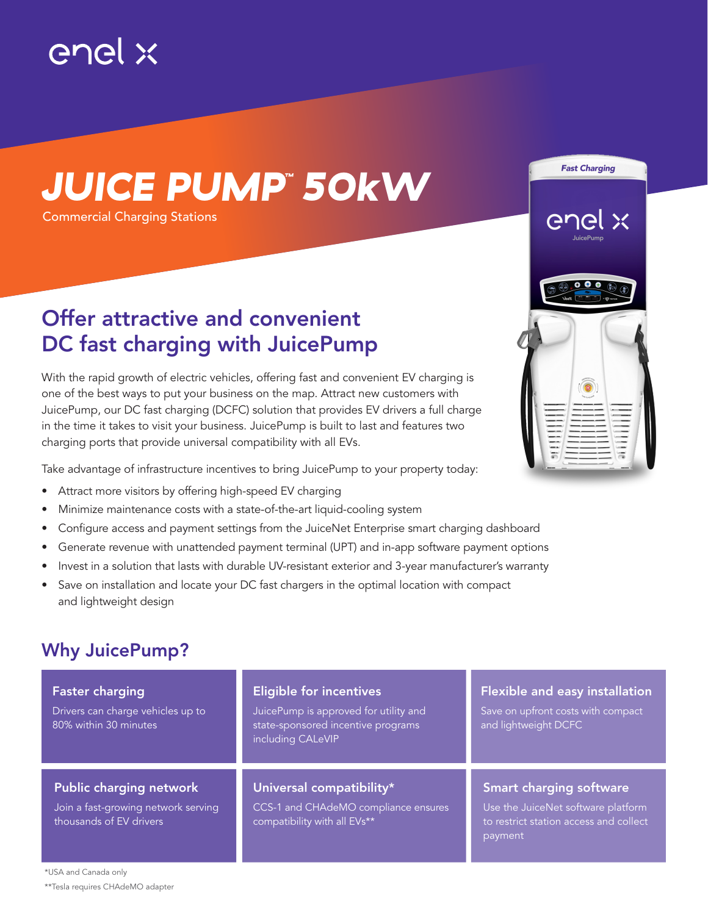enel x

# JUICE PUMP™ 50kW

Commercial Charging Stations

## Offer attractive and convenient DC fast charging with JuicePump

With the rapid growth of electric vehicles, offering fast and convenient EV charging is one of the best ways to put your business on the map. Attract new customers with JuicePump, our DC fast charging (DCFC) solution that provides EV drivers a full charge in the time it takes to visit your business. JuicePump is built to last and features two charging ports that provide universal compatibility with all EVs.

Take advantage of infrastructure incentives to bring JuicePump to your property today:

- Attract more visitors by offering high-speed EV charging
- Minimize maintenance costs with a state-of-the-art liquid-cooling system
- Configure access and payment settings from the JuiceNet Enterprise smart charging dashboard
- Generate revenue with unattended payment terminal (UPT) and in-app software payment options
- Invest in a solution that lasts with durable UV-resistant exterior and 3-year manufacturer's warranty
- Save on installation and locate your DC fast chargers in the optimal location with compact and lightweight design

## Why JuicePump?

### Faster charging

Drivers can charge vehicles up to 80% within 30 minutes

### Eligible for incentives

JuicePump is approved for utility and state-sponsored incentive programs including CALeVIP

### Flexible and easy installation

Save on upfront costs with compact and lightweight DCFC

### Public charging network

Join a fast-growing network serving thousands of EV drivers

### Universal compatibility*

CCS-1 and CHAdeMO compliance ensures compatibility with all EVs**

### Smart charging software

Use the JuiceNet software platform to restrict station access and collect payment

*USA and Canada only

**Tesla requires CHAdeMO adapter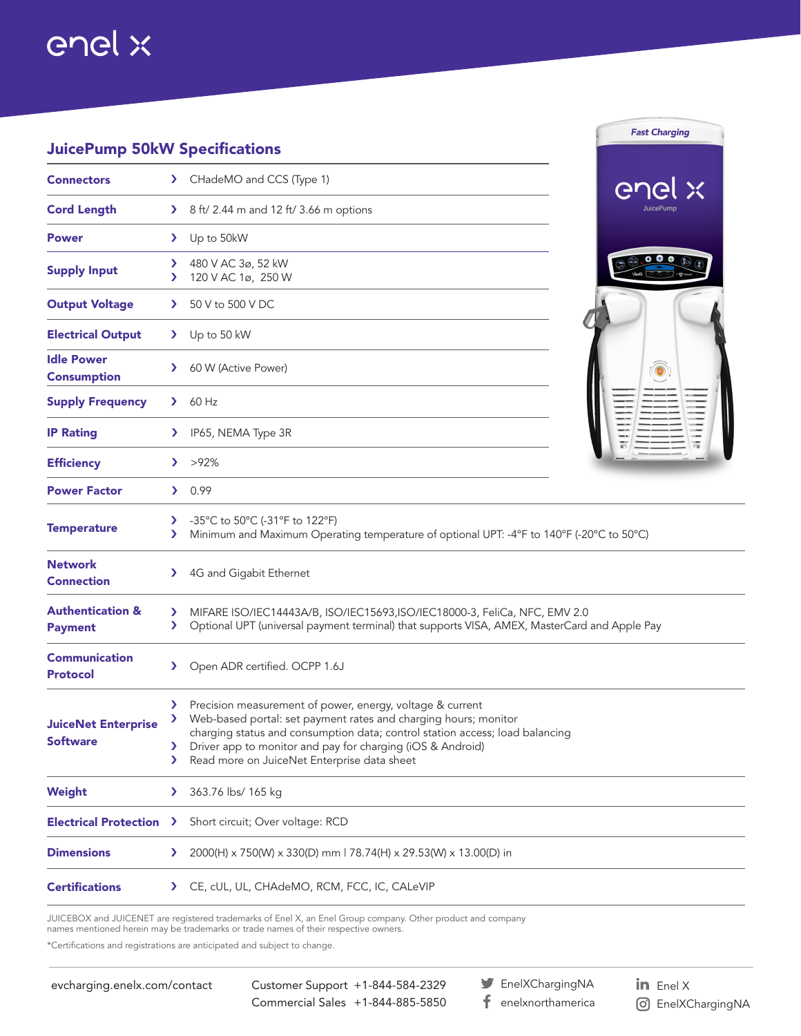## JuicePump 50kW Specifications

| | |
|---|---|
| **Connectors** | CHadeMO and CCS (Type 1) |
| **Cord Length** | 8 ft/ 2.44 m and 12 ft/ 3.66 m options |
| **Power** | Up to 50kW |
| **Supply Input** | 480 V AC 3ø, 52 kW<br>120 V AC 1ø, 250 W |
| **Output Voltage** | 50 V to 500 V DC |
| **Electrical Output** | Up to 50 kW |
| **Idle Power Consumption** | 60 W (Active Power) |
| **Supply Frequency** | 60 Hz |
| **IP Rating** | IP65, NEMA Type 3R |
| **Efficiency** | >92% |
| **Power Factor** | 0.99 |
| **Temperature** | -35°C to 50°C (-31°F to 122°F)<br>Minimum and Maximum Operating temperature of optional UPT: -4°F to 140°F (-20°C to 50°C) |
| **Network Connection** | 4G and Gigabit Ethernet |
| **Authentication & Payment** | MIFARE ISO/IEC14443A/B, ISO/IEC15693,ISO/IEC18000-3, FeliCa, NFC, EMV 2.0<br>Optional UPT (universal payment terminal) that supports VISA, AMEX, MasterCard and Apple Pay |
| **Communication Protocol** | Open ADR certified. OCPP 1.6J |
| **JuiceNet Enterprise Software** | Precision measurement of power, energy, voltage & current<br>Web-based portal: set payment rates and charging hours; monitor charging status and consumption data; control station access; load balancing<br>Driver app to monitor and pay for charging (iOS & Android)<br>Read more on JuiceNet Enterprise data sheet |
| **Weight** | 363.76 lbs/ 165 kg |
| **Electrical Protection** | Short circuit; Over voltage: RCD |
| **Dimensions** | 2000(H) x 750(W) x 330(D) mm I 78.74(H) x 29.53(W) x 13.00(D) in |
| **Certifications** | CE, cUL, UL, CHAdeMO, RCM, FCC, IC, CALeVIP |

JUICEBOX and JUICENET are registered trademarks of Enel X, an Enel Group company. Other product and company names mentioned herein may be trademarks or trade names of their respective owners.

*Certifications and registrations are anticipated and subject to change.

evcharging.enelx.com/contact

Customer Support +1-844-584-2329
Commercial Sales +1-844-885-5850

EnelXChargingNA
enelxnorthamerica
Enel X
EnelXChargingNA